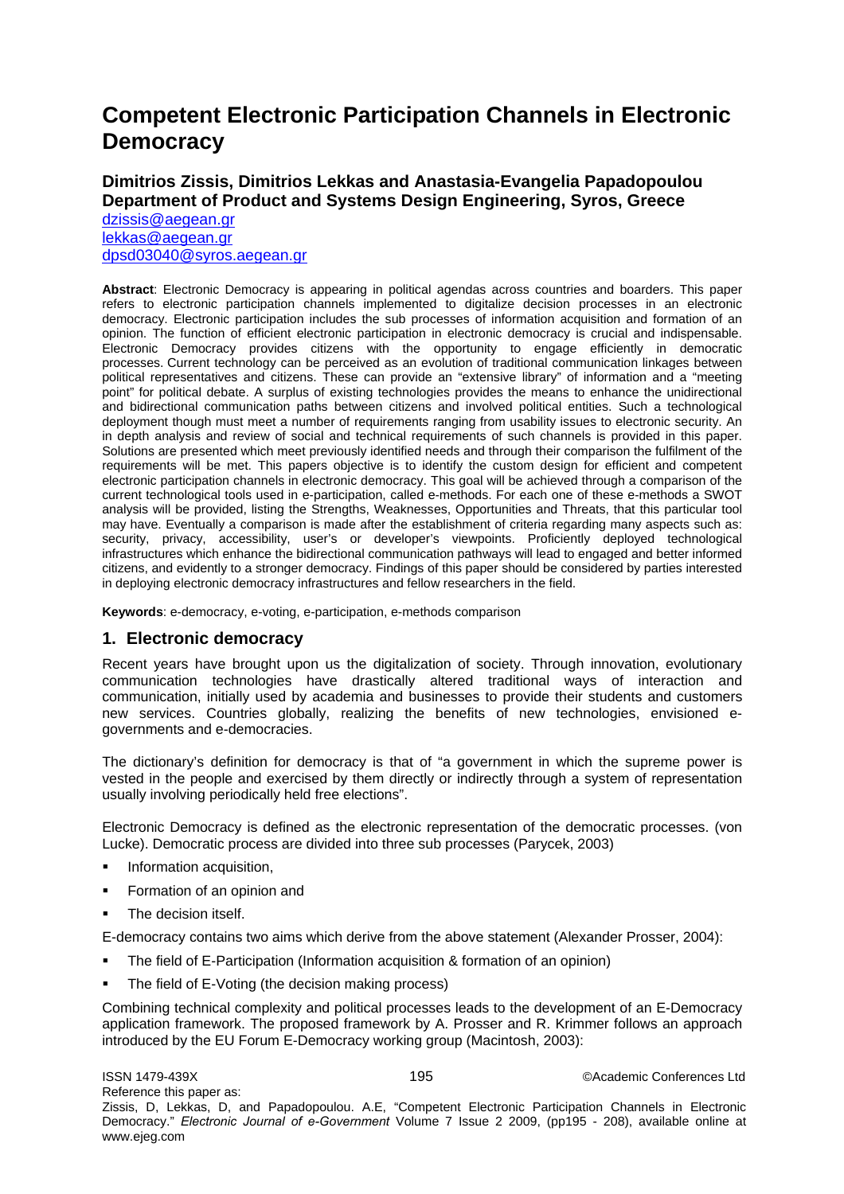# Competent Electronic Participation Channels in Electronic Democracy

**Dimitrios Zissis, Dimitrios Lekkas and Anastasia-Evangelia Papadopoulou**
**Department of Product and Systems Design Engineering, Syros, Greece**
dzissis@aegean.gr
lekkas@aegean.gr
dpsd03040@syros.aegean.gr

**Abstract**: Electronic Democracy is appearing in political agendas across countries and boarders. This paper refers to electronic participation channels implemented to digitalize decision processes in an electronic democracy. Electronic participation includes the sub processes of information acquisition and formation of an opinion. The function of efficient electronic participation in electronic democracy is crucial and indispensable. Electronic Democracy provides citizens with the opportunity to engage efficiently in democratic processes. Current technology can be perceived as an evolution of traditional communication linkages between political representatives and citizens. These can provide an "extensive library" of information and a "meeting point" for political debate. A surplus of existing technologies provides the means to enhance the unidirectional and bidirectional communication paths between citizens and involved political entities. Such a technological deployment though must meet a number of requirements ranging from usability issues to electronic security. An in depth analysis and review of social and technical requirements of such channels is provided in this paper. Solutions are presented which meet previously identified needs and through their comparison the fulfilment of the requirements will be met. This papers objective is to identify the custom design for efficient and competent electronic participation channels in electronic democracy. This goal will be achieved through a comparison of the current technological tools used in e-participation, called e-methods. For each one of these e-methods a SWOT analysis will be provided, listing the Strengths, Weaknesses, Opportunities and Threats, that this particular tool may have. Eventually a comparison is made after the establishment of criteria regarding many aspects such as: security, privacy, accessibility, user's or developer's viewpoints. Proficiently deployed technological infrastructures which enhance the bidirectional communication pathways will lead to engaged and better informed citizens, and evidently to a stronger democracy. Findings of this paper should be considered by parties interested in deploying electronic democracy infrastructures and fellow researchers in the field.

**Keywords**: e-democracy, e-voting, e-participation, e-methods comparison

## 1. Electronic democracy

Recent years have brought upon us the digitalization of society. Through innovation, evolutionary communication technologies have drastically altered traditional ways of interaction and communication, initially used by academia and businesses to provide their students and customers new services. Countries globally, realizing the benefits of new technologies, envisioned e-governments and e-democracies.

The dictionary's definition for democracy is that of "a government in which the supreme power is vested in the people and exercised by them directly or indirectly through a system of representation usually involving periodically held free elections".

Electronic Democracy is defined as the electronic representation of the democratic processes. (von Lucke). Democratic process are divided into three sub processes (Parycek, 2003)

- Information acquisition,
- Formation of an opinion and
- The decision itself.

E-democracy contains two aims which derive from the above statement (Alexander Prosser, 2004):

- The field of E-Participation (Information acquisition & formation of an opinion)
- The field of E-Voting (the decision making process)

Combining technical complexity and political processes leads to the development of an E-Democracy application framework. The proposed framework by A. Prosser and R. Krimmer follows an approach introduced by the EU Forum E-Democracy working group (Macintosh, 2003):

Reference this paper as:
Zissis, D, Lekkas, D, and Papadopoulou. A.E, "Competent Electronic Participation Channels in Electronic Democracy." *Electronic Journal of e-Government* Volume 7 Issue 2 2009, (pp195 - 208), available online at www.ejeg.com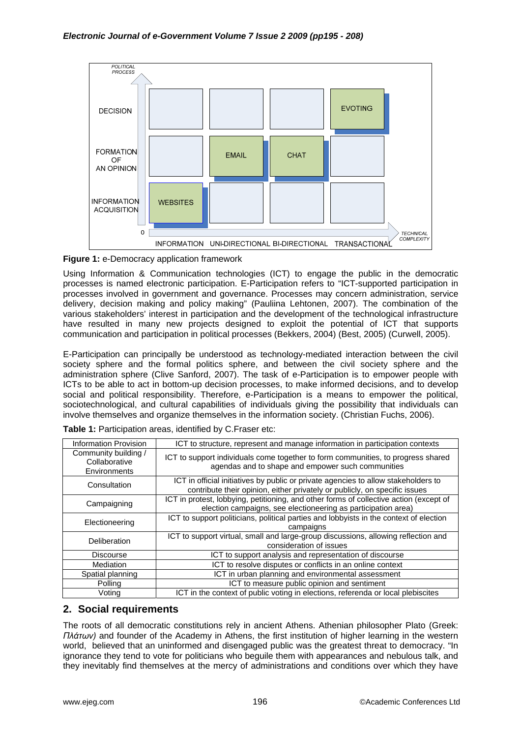**Figure 1:** e-Democracy application framework

Using Information & Communication technologies (ICT) to engage the public in the democratic processes is named electronic participation. E-Participation refers to "ICT-supported participation in processes involved in government and governance. Processes may concern administration, service delivery, decision making and policy making" (Pauliina Lehtonen, 2007). The combination of the various stakeholders' interest in participation and the development of the technological infrastructure have resulted in many new projects designed to exploit the potential of ICT that supports communication and participation in political processes (Bekkers, 2004) (Best, 2005) (Curwell, 2005).

E-Participation can principally be understood as technology-mediated interaction between the civil society sphere and the formal politics sphere, and between the civil society sphere and the administration sphere (Clive Sanford, 2007). The task of e-Participation is to empower people with ICTs to be able to act in bottom-up decision processes, to make informed decisions, and to develop social and political responsibility. Therefore, e-Participation is a means to empower the political, sociotechnological, and cultural capabilities of individuals giving the possibility that individuals can involve themselves and organize themselves in the information society. (Christian Fuchs, 2006).

**Table 1:** Participation areas, identified by C.Fraser etc:

| | |
|---|---|
| Information Provision | ICT to structure, represent and manage information in participation contexts |
| Community building / Collaborative Environments | ICT to support individuals come together to form communities, to progress shared agendas and to shape and empower such communities |
| Consultation | ICT in official initiatives by public or private agencies to allow stakeholders to contribute their opinion, either privately or publicly, on specific issues |
| Campaigning | ICT in protest, lobbying, petitioning, and other forms of collective action (except of election campaigns, see electioneering as participation area) |
| Electioneering | ICT to support politicians, political parties and lobbyists in the context of election campaigns |
| Deliberation | ICT to support virtual, small and large-group discussions, allowing reflection and consideration of issues |
| Discourse | ICT to support analysis and representation of discourse |
| Mediation | ICT to resolve disputes or conflicts in an online context |
| Spatial planning | ICT in urban planning and environmental assessment |
| Polling | ICT to measure public opinion and sentiment |
| Voting | ICT in the context of public voting in elections, referenda or local plebiscites |

## 2. Social requirements

The roots of all democratic constitutions rely in ancient Athens. Athenian philosopher Plato (Greek: *Πλάτων)* and founder of the Academy in Athens, the first institution of higher learning in the western world, believed that an uninformed and disengaged public was the greatest threat to democracy. "In ignorance they tend to vote for politicians who beguile them with appearances and nebulous talk, and they inevitably find themselves at the mercy of administrations and conditions over which they have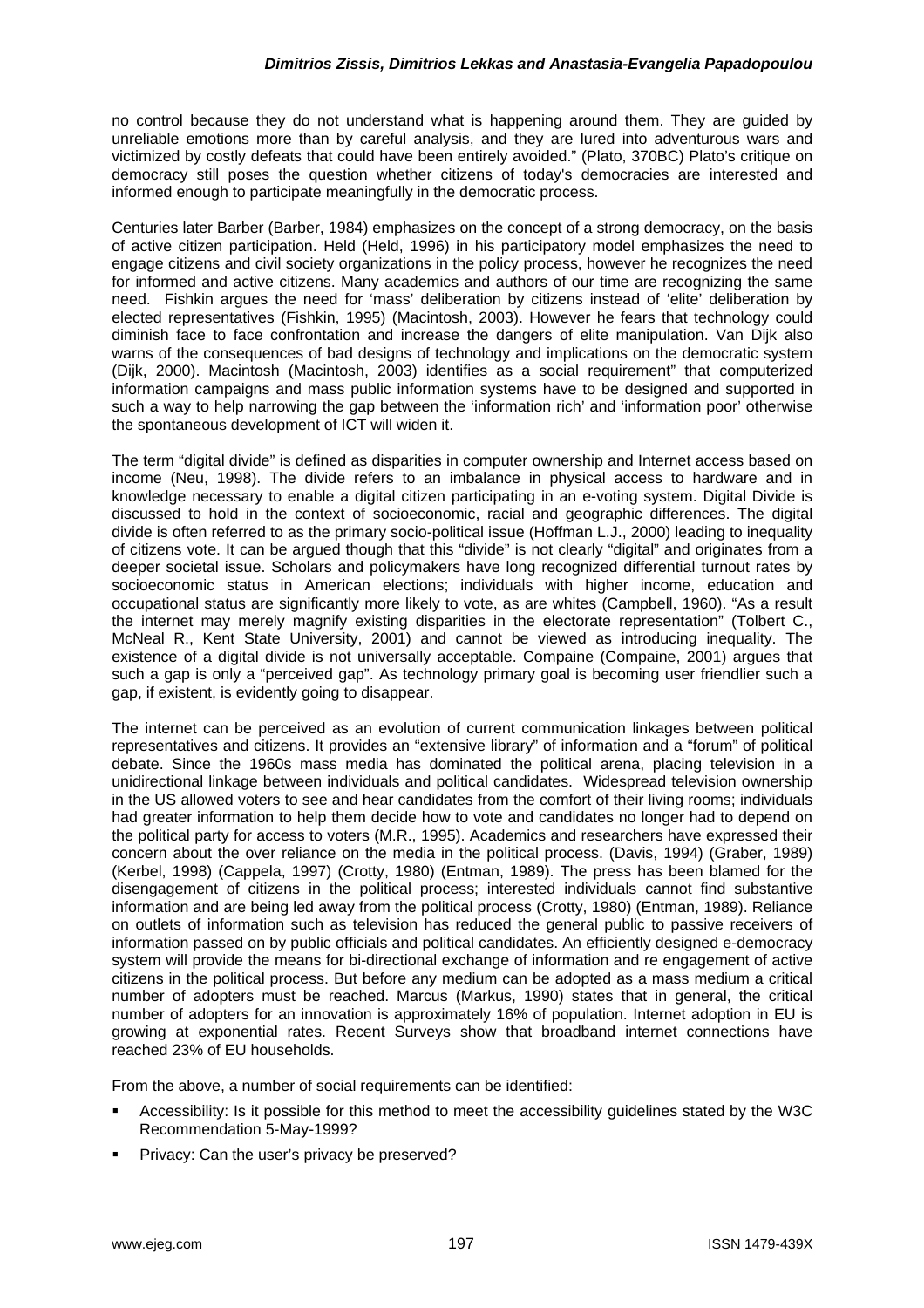no control because they do not understand what is happening around them. They are guided by unreliable emotions more than by careful analysis, and they are lured into adventurous wars and victimized by costly defeats that could have been entirely avoided." (Plato, 370BC) Plato's critique on democracy still poses the question whether citizens of today's democracies are interested and informed enough to participate meaningfully in the democratic process.

Centuries later Barber (Barber, 1984) emphasizes on the concept of a strong democracy, on the basis of active citizen participation. Held (Held, 1996) in his participatory model emphasizes the need to engage citizens and civil society organizations in the policy process, however he recognizes the need for informed and active citizens. Many academics and authors of our time are recognizing the same need. Fishkin argues the need for 'mass' deliberation by citizens instead of 'elite' deliberation by elected representatives (Fishkin, 1995) (Macintosh, 2003). However he fears that technology could diminish face to face confrontation and increase the dangers of elite manipulation. Van Dijk also warns of the consequences of bad designs of technology and implications on the democratic system (Dijk, 2000). Macintosh (Macintosh, 2003) identifies as a social requirement" that computerized information campaigns and mass public information systems have to be designed and supported in such a way to help narrowing the gap between the 'information rich' and 'information poor' otherwise the spontaneous development of ICT will widen it.

The term "digital divide" is defined as disparities in computer ownership and Internet access based on income (Neu, 1998). The divide refers to an imbalance in physical access to hardware and in knowledge necessary to enable a digital citizen participating in an e-voting system. Digital Divide is discussed to hold in the context of socioeconomic, racial and geographic differences. The digital divide is often referred to as the primary socio-political issue (Hoffman L.J., 2000) leading to inequality of citizens vote. It can be argued though that this "divide" is not clearly "digital" and originates from a deeper societal issue. Scholars and policymakers have long recognized differential turnout rates by socioeconomic status in American elections; individuals with higher income, education and occupational status are significantly more likely to vote, as are whites (Campbell, 1960). "As a result the internet may merely magnify existing disparities in the electorate representation" (Tolbert C., McNeal R., Kent State University, 2001) and cannot be viewed as introducing inequality. The existence of a digital divide is not universally acceptable. Compaine (Compaine, 2001) argues that such a gap is only a "perceived gap". As technology primary goal is becoming user friendlier such a gap, if existent, is evidently going to disappear.

The internet can be perceived as an evolution of current communication linkages between political representatives and citizens. It provides an "extensive library" of information and a "forum" of political debate. Since the 1960s mass media has dominated the political arena, placing television in a unidirectional linkage between individuals and political candidates. Widespread television ownership in the US allowed voters to see and hear candidates from the comfort of their living rooms; individuals had greater information to help them decide how to vote and candidates no longer had to depend on the political party for access to voters (M.R., 1995). Academics and researchers have expressed their concern about the over reliance on the media in the political process. (Davis, 1994) (Graber, 1989) (Kerbel, 1998) (Cappela, 1997) (Crotty, 1980) (Entman, 1989). The press has been blamed for the disengagement of citizens in the political process; interested individuals cannot find substantive information and are being led away from the political process (Crotty, 1980) (Entman, 1989). Reliance on outlets of information such as television has reduced the general public to passive receivers of information passed on by public officials and political candidates. An efficiently designed e-democracy system will provide the means for bi-directional exchange of information and re engagement of active citizens in the political process. But before any medium can be adopted as a mass medium a critical number of adopters must be reached. Marcus (Markus, 1990) states that in general, the critical number of adopters for an innovation is approximately 16% of population. Internet adoption in EU is growing at exponential rates. Recent Surveys show that broadband internet connections have reached 23% of EU households.

From the above, a number of social requirements can be identified:

- Accessibility: Is it possible for this method to meet the accessibility guidelines stated by the W3C Recommendation 5-May-1999?
- Privacy: Can the user's privacy be preserved?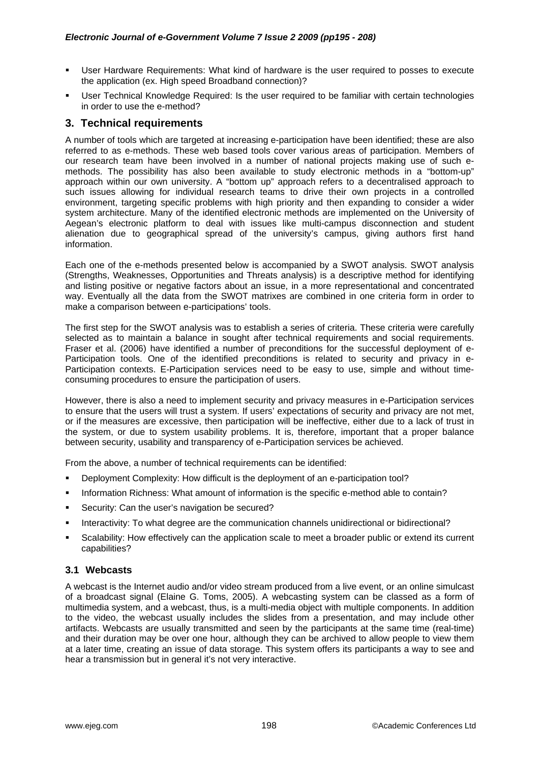- User Hardware Requirements: What kind of hardware is the user required to posses to execute the application (ex. High speed Broadband connection)?
- User Technical Knowledge Required: Is the user required to be familiar with certain technologies in order to use the e-method?

## 3. Technical requirements

A number of tools which are targeted at increasing e-participation have been identified; these are also referred to as e-methods. These web based tools cover various areas of participation. Members of our research team have been involved in a number of national projects making use of such e-methods. The possibility has also been available to study electronic methods in a "bottom-up" approach within our own university. A "bottom up" approach refers to a decentralised approach to such issues allowing for individual research teams to drive their own projects in a controlled environment, targeting specific problems with high priority and then expanding to consider a wider system architecture. Many of the identified electronic methods are implemented on the University of Aegean's electronic platform to deal with issues like multi-campus disconnection and student alienation due to geographical spread of the university's campus, giving authors first hand information.

Each one of the e-methods presented below is accompanied by a SWOT analysis. SWOT analysis (Strengths, Weaknesses, Opportunities and Threats analysis) is a descriptive method for identifying and listing positive or negative factors about an issue, in a more representational and concentrated way. Eventually all the data from the SWOT matrixes are combined in one criteria form in order to make a comparison between e-participations' tools.

The first step for the SWOT analysis was to establish a series of criteria. These criteria were carefully selected as to maintain a balance in sought after technical requirements and social requirements. Fraser et al. (2006) have identified a number of preconditions for the successful deployment of e-Participation tools. One of the identified preconditions is related to security and privacy in e-Participation contexts. E-Participation services need to be easy to use, simple and without time-consuming procedures to ensure the participation of users.

However, there is also a need to implement security and privacy measures in e-Participation services to ensure that the users will trust a system. If users' expectations of security and privacy are not met, or if the measures are excessive, then participation will be ineffective, either due to a lack of trust in the system, or due to system usability problems. It is, therefore, important that a proper balance between security, usability and transparency of e-Participation services be achieved.

From the above, a number of technical requirements can be identified:

- Deployment Complexity: How difficult is the deployment of an e-participation tool?
- Information Richness: What amount of information is the specific e-method able to contain?
- Security: Can the user's navigation be secured?
- Interactivity: To what degree are the communication channels unidirectional or bidirectional?
- Scalability: How effectively can the application scale to meet a broader public or extend its current capabilities?

### 3.1 Webcasts

A webcast is the Internet audio and/or video stream produced from a live event, or an online simulcast of a broadcast signal (Elaine G. Toms, 2005). A webcasting system can be classed as a form of multimedia system, and a webcast, thus, is a multi-media object with multiple components. In addition to the video, the webcast usually includes the slides from a presentation, and may include other artifacts. Webcasts are usually transmitted and seen by the participants at the same time (real-time) and their duration may be over one hour, although they can be archived to allow people to view them at a later time, creating an issue of data storage. This system offers its participants a way to see and hear a transmission but in general it's not very interactive.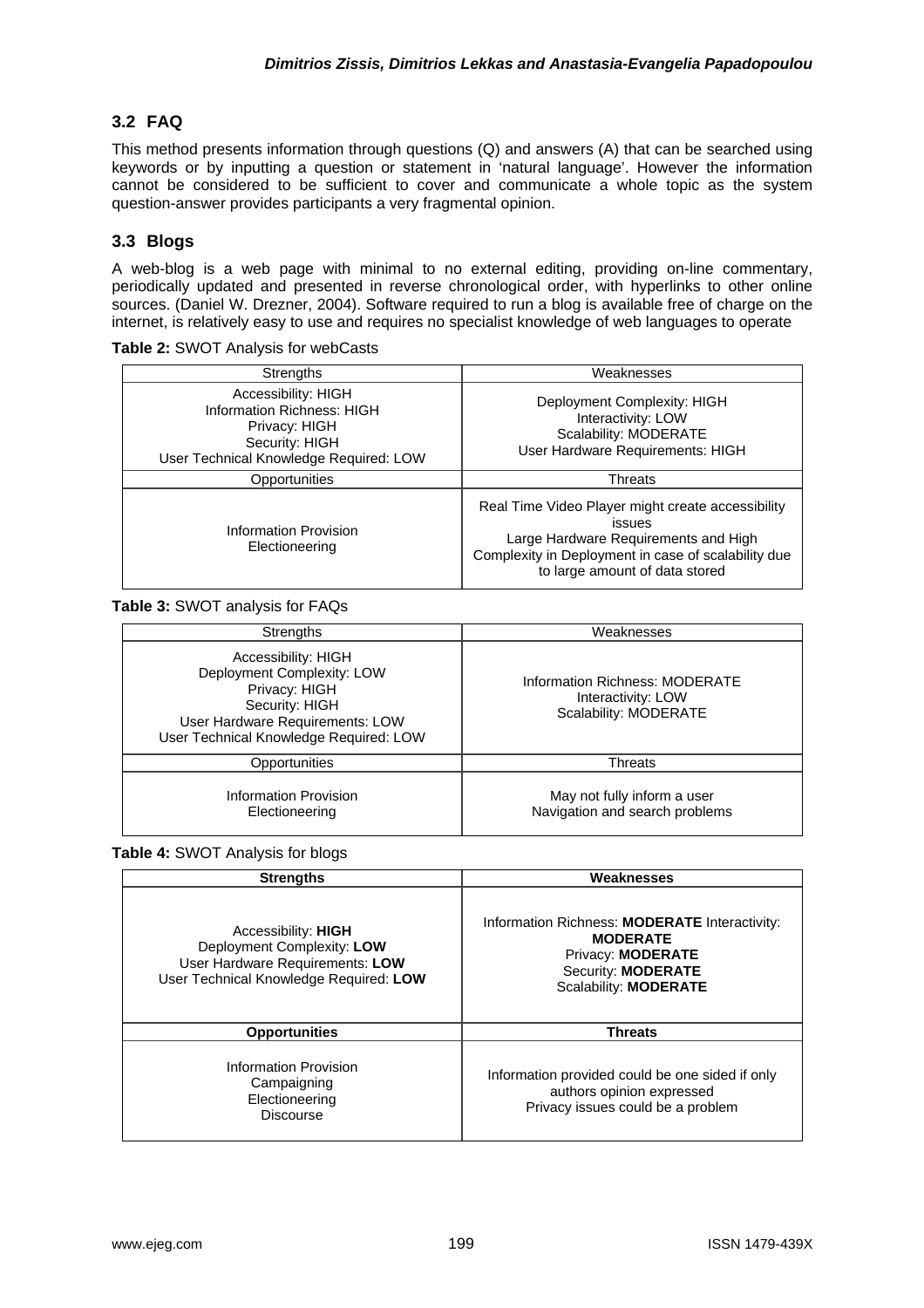### 3.2 FAQ

This method presents information through questions (Q) and answers (A) that can be searched using keywords or by inputting a question or statement in 'natural language'. However the information cannot be considered to be sufficient to cover and communicate a whole topic as the system question-answer provides participants a very fragmental opinion.

### 3.3 Blogs

A web-blog is a web page with minimal to no external editing, providing on-line commentary, periodically updated and presented in reverse chronological order, with hyperlinks to other online sources. (Daniel W. Drezner, 2004). Software required to run a blog is available free of charge on the internet, is relatively easy to use and requires no specialist knowledge of web languages to operate

**Table 2:** SWOT Analysis for webCasts

| Strengths | Weaknesses |
| --- | --- |
| Accessibility: HIGH<br>Information Richness: HIGH<br>Privacy: HIGH<br>Security: HIGH<br>User Technical Knowledge Required: LOW | Deployment Complexity: HIGH<br>Interactivity: LOW<br>Scalability: MODERATE<br>User Hardware Requirements: HIGH |
| **Opportunities** | **Threats** |
| Information Provision<br>Electioneering | Real Time Video Player might create accessibility issues<br>Large Hardware Requirements and High Complexity in Deployment in case of scalability due to large amount of data stored |

**Table 3:** SWOT analysis for FAQs

| Strengths | Weaknesses |
| --- | --- |
| Accessibility: HIGH<br>Deployment Complexity: LOW<br>Privacy: HIGH<br>Security: HIGH<br>User Hardware Requirements: LOW<br>User Technical Knowledge Required: LOW | Information Richness: MODERATE<br>Interactivity: LOW<br>Scalability: MODERATE |
| **Opportunities** | **Threats** |
| Information Provision<br>Electioneering | May not fully inform a user<br>Navigation and search problems |

**Table 4:** SWOT Analysis for blogs

| **Strengths** | **Weaknesses** |
| --- | --- |
| Accessibility: **HIGH**<br>Deployment Complexity: **LOW**<br>User Hardware Requirements: **LOW**<br>User Technical Knowledge Required: **LOW** | Information Richness: **MODERATE** Interactivity: **MODERATE**<br>Privacy: **MODERATE**<br>Security: **MODERATE**<br>Scalability: **MODERATE** |
| **Opportunities** | **Threats** |
| Information Provision<br>Campaigning<br>Electioneering<br>Discourse | Information provided could be one sided if only authors opinion expressed<br>Privacy issues could be a problem |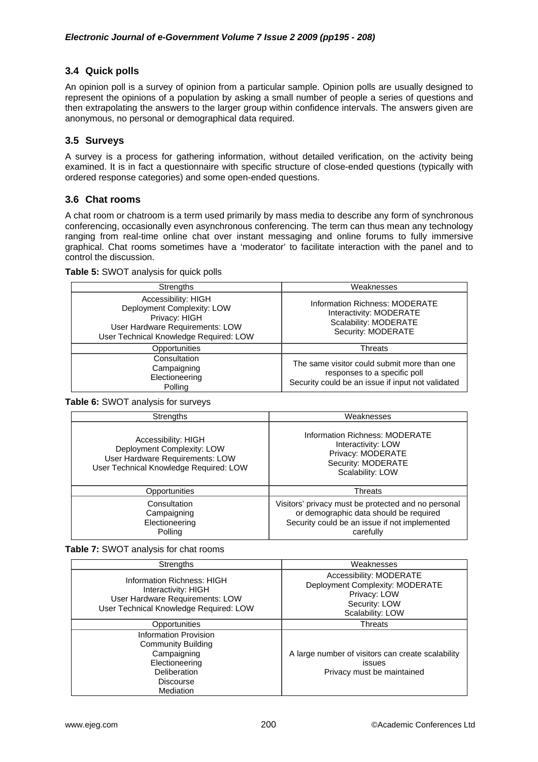### 3.4 Quick polls

An opinion poll is a survey of opinion from a particular sample. Opinion polls are usually designed to represent the opinions of a population by asking a small number of people a series of questions and then extrapolating the answers to the larger group within confidence intervals. The answers given are anonymous, no personal or demographical data required.

### 3.5 Surveys

A survey is a process for gathering information, without detailed verification, on the activity being examined. It is in fact a questionnaire with specific structure of close-ended questions (typically with ordered response categories) and some open-ended questions.

### 3.6 Chat rooms

A chat room or chatroom is a term used primarily by mass media to describe any form of synchronous conferencing, occasionally even asynchronous conferencing. The term can thus mean any technology ranging from real-time online chat over instant messaging and online forums to fully immersive graphical. Chat rooms sometimes have a 'moderator' to facilitate interaction with the panel and to control the discussion.

**Table 5:** SWOT analysis for quick polls

| Strengths | Weaknesses |
|---|---|
| Accessibility: HIGH<br>Deployment Complexity: LOW<br>Privacy: HIGH<br>User Hardware Requirements: LOW<br>User Technical Knowledge Required: LOW | Information Richness: MODERATE<br>Interactivity: MODERATE<br>Scalability: MODERATE<br>Security: MODERATE |
| **Opportunities** | **Threats** |
| Consultation<br>Campaigning<br>Electioneering<br>Polling | The same visitor could submit more than one responses to a specific poll<br>Security could be an issue if input not validated |

**Table 6:** SWOT analysis for surveys

| Strengths | Weaknesses |
|---|---|
| Accessibility: HIGH<br>Deployment Complexity: LOW<br>User Hardware Requirements: LOW<br>User Technical Knowledge Required: LOW | Information Richness: MODERATE<br>Interactivity: LOW<br>Privacy: MODERATE<br>Security: MODERATE<br>Scalability: LOW |
| **Opportunities** | **Threats** |
| Consultation<br>Campaigning<br>Electioneering<br>Polling | Visitors' privacy must be protected and no personal or demographic data should be required<br>Security could be an issue if not implemented carefully |

**Table 7:** SWOT analysis for chat rooms

| Strengths | Weaknesses |
|---|---|
| Information Richness: HIGH<br>Interactivity: HIGH<br>User Hardware Requirements: LOW<br>User Technical Knowledge Required: LOW | Accessibility: MODERATE<br>Deployment Complexity: MODERATE<br>Privacy: LOW<br>Security: LOW<br>Scalability: LOW |
| **Opportunities** | **Threats** |
| Information Provision<br>Community Building<br>Campaigning<br>Electioneering<br>Deliberation<br>Discourse<br>Mediation | A large number of visitors can create scalability issues<br>Privacy must be maintained |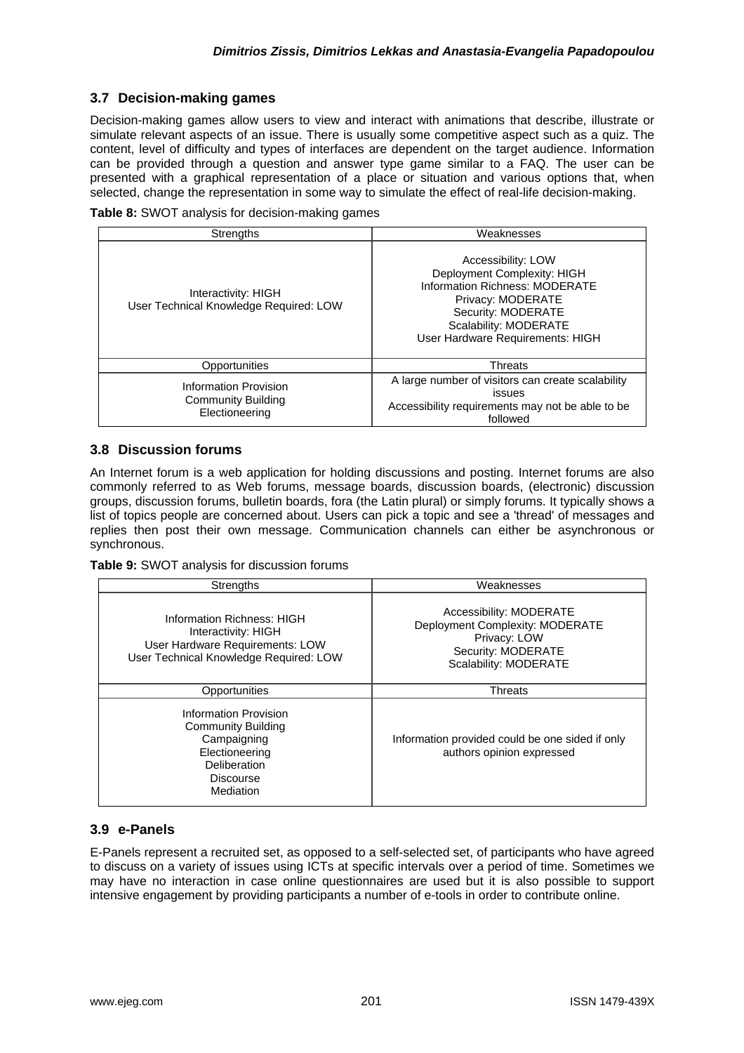### 3.7 Decision-making games

Decision-making games allow users to view and interact with animations that describe, illustrate or simulate relevant aspects of an issue. There is usually some competitive aspect such as a quiz. The content, level of difficulty and types of interfaces are dependent on the target audience. Information can be provided through a question and answer type game similar to a FAQ. The user can be presented with a graphical representation of a place or situation and various options that, when selected, change the representation in some way to simulate the effect of real-life decision-making.

**Table 8:** SWOT analysis for decision-making games

| Strengths | Weaknesses |
|---|---|
| Interactivity: HIGH<br>User Technical Knowledge Required: LOW | Accessibility: LOW<br>Deployment Complexity: HIGH<br>Information Richness: MODERATE<br>Privacy: MODERATE<br>Security: MODERATE<br>Scalability: MODERATE<br>User Hardware Requirements: HIGH |
| **Opportunities** | **Threats** |
| Information Provision<br>Community Building<br>Electioneering | A large number of visitors can create scalability issues<br>Accessibility requirements may not be able to be followed |

### 3.8 Discussion forums

An Internet forum is a web application for holding discussions and posting. Internet forums are also commonly referred to as Web forums, message boards, discussion boards, (electronic) discussion groups, discussion forums, bulletin boards, fora (the Latin plural) or simply forums. It typically shows a list of topics people are concerned about. Users can pick a topic and see a 'thread' of messages and replies then post their own message. Communication channels can either be asynchronous or synchronous.

**Table 9:** SWOT analysis for discussion forums

| Strengths | Weaknesses |
|---|---|
| Information Richness: HIGH<br>Interactivity: HIGH<br>User Hardware Requirements: LOW<br>User Technical Knowledge Required: LOW | Accessibility: MODERATE<br>Deployment Complexity: MODERATE<br>Privacy: LOW<br>Security: MODERATE<br>Scalability: MODERATE |
| **Opportunities** | **Threats** |
| Information Provision<br>Community Building<br>Campaigning<br>Electioneering<br>Deliberation<br>Discourse<br>Mediation | Information provided could be one sided if only authors opinion expressed |

### 3.9 e-Panels

E-Panels represent a recruited set, as opposed to a self-selected set, of participants who have agreed to discuss on a variety of issues using ICTs at specific intervals over a period of time. Sometimes we may have no interaction in case online questionnaires are used but it is also possible to support intensive engagement by providing participants a number of e-tools in order to contribute online.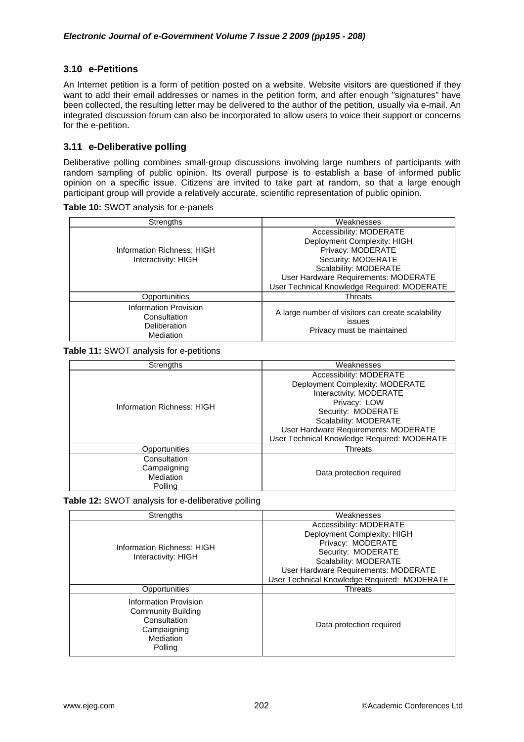### 3.10 e-Petitions

An Internet petition is a form of petition posted on a website. Website visitors are questioned if they want to add their email addresses or names in the petition form, and after enough "signatures" have been collected, the resulting letter may be delivered to the author of the petition, usually via e-mail. An integrated discussion forum can also be incorporated to allow users to voice their support or concerns for the e-petition.

### 3.11 e-Deliberative polling

Deliberative polling combines small-group discussions involving large numbers of participants with random sampling of public opinion. Its overall purpose is to establish a base of informed public opinion on a specific issue. Citizens are invited to take part at random, so that a large enough participant group will provide a relatively accurate, scientific representation of public opinion.

**Table 10:** SWOT analysis for e-panels

| Strengths | Weaknesses |
|---|---|
| Information Richness: HIGH<br>Interactivity: HIGH | Accessibility: MODERATE<br>Deployment Complexity: HIGH<br>Privacy: MODERATE<br>Security: MODERATE<br>Scalability: MODERATE<br>User Hardware Requirements: MODERATE<br>User Technical Knowledge Required: MODERATE |
| **Opportunities** | **Threats** |
| Information Provision<br>Consultation<br>Deliberation<br>Mediation | A large number of visitors can create scalability issues<br>Privacy must be maintained |

**Table 11:** SWOT analysis for e-petitions

| Strengths | Weaknesses |
|---|---|
| Information Richness: HIGH | Accessibility: MODERATE<br>Deployment Complexity: MODERATE<br>Interactivity: MODERATE<br>Privacy: LOW<br>Security: MODERATE<br>Scalability: MODERATE<br>User Hardware Requirements: MODERATE<br>User Technical Knowledge Required: MODERATE |
| **Opportunities** | **Threats** |
| Consultation<br>Campaigning<br>Mediation<br>Polling | Data protection required |

**Table 12:** SWOT analysis for e-deliberative polling

| Strengths | Weaknesses |
|---|---|
| Information Richness: HIGH<br>Interactivity: HIGH | Accessibility: MODERATE<br>Deployment Complexity: HIGH<br>Privacy: MODERATE<br>Security: MODERATE<br>Scalability: MODERATE<br>User Hardware Requirements: MODERATE<br>User Technical Knowledge Required: MODERATE |
| **Opportunities** | **Threats** |
| Information Provision<br>Community Building<br>Consultation<br>Campaigning<br>Mediation<br>Polling | Data protection required |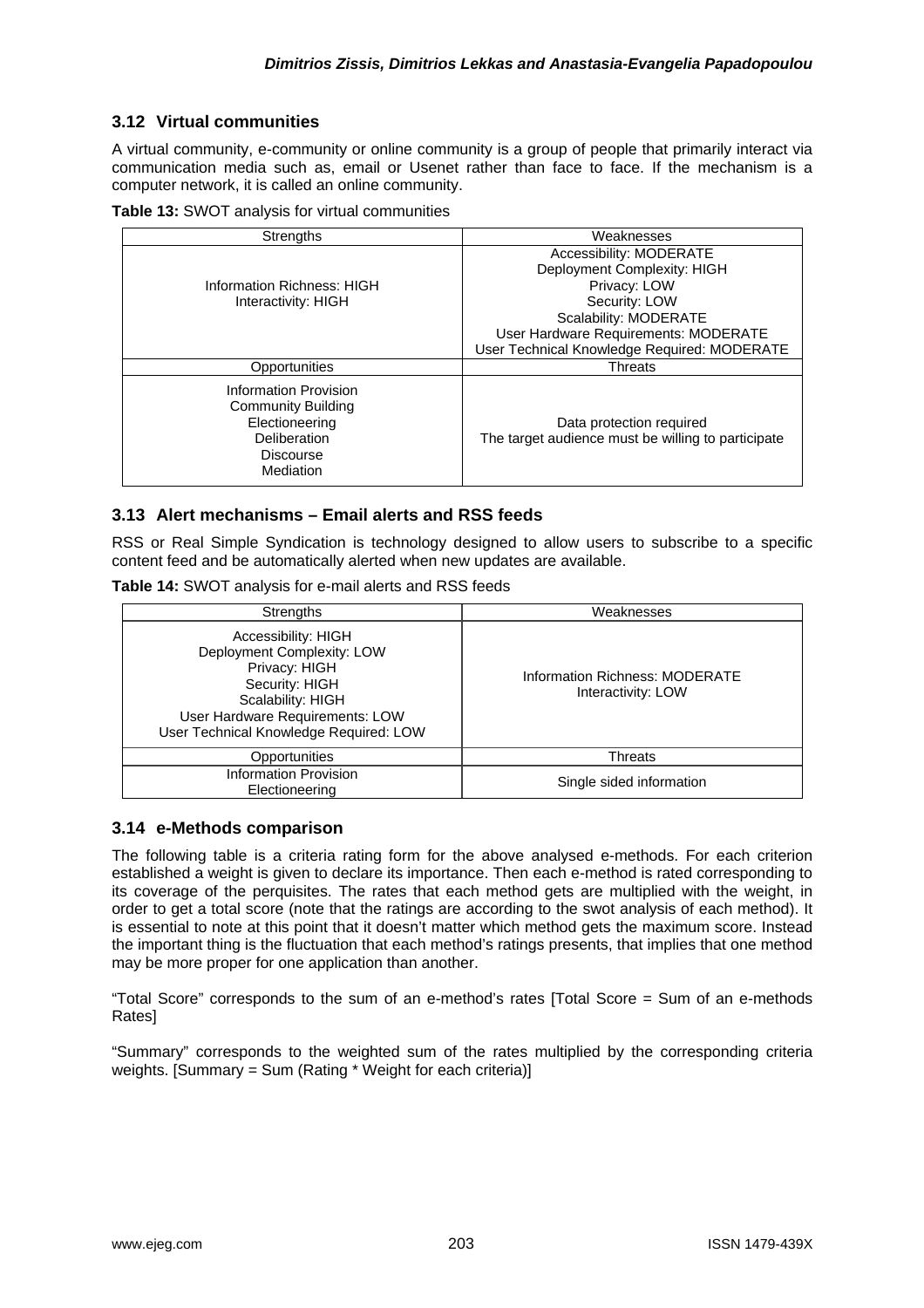### 3.12 Virtual communities

A virtual community, e-community or online community is a group of people that primarily interact via communication media such as, email or Usenet rather than face to face. If the mechanism is a computer network, it is called an online community.

**Table 13:** SWOT analysis for virtual communities

| Strengths | Weaknesses |
|---|---|
| Information Richness: HIGH<br>Interactivity: HIGH | Accessibility: MODERATE<br>Deployment Complexity: HIGH<br>Privacy: LOW<br>Security: LOW<br>Scalability: MODERATE<br>User Hardware Requirements: MODERATE<br>User Technical Knowledge Required: MODERATE |
| **Opportunities** | **Threats** |
| Information Provision<br>Community Building<br>Electioneering<br>Deliberation<br>Discourse<br>Mediation | Data protection required<br>The target audience must be willing to participate |

### 3.13 Alert mechanisms – Email alerts and RSS feeds

RSS or Real Simple Syndication is technology designed to allow users to subscribe to a specific content feed and be automatically alerted when new updates are available.

**Table 14:** SWOT analysis for e-mail alerts and RSS feeds

| Strengths | Weaknesses |
|---|---|
| Accessibility: HIGH<br>Deployment Complexity: LOW<br>Privacy: HIGH<br>Security: HIGH<br>Scalability: HIGH<br>User Hardware Requirements: LOW<br>User Technical Knowledge Required: LOW | Information Richness: MODERATE<br>Interactivity: LOW |
| **Opportunities** | **Threats** |
| Information Provision<br>Electioneering | Single sided information |

### 3.14 e-Methods comparison

The following table is a criteria rating form for the above analysed e-methods. For each criterion established a weight is given to declare its importance. Then each e-method is rated corresponding to its coverage of the perquisites. The rates that each method gets are multiplied with the weight, in order to get a total score (note that the ratings are according to the swot analysis of each method). It is essential to note at this point that it doesn't matter which method gets the maximum score. Instead the important thing is the fluctuation that each method's ratings presents, that implies that one method may be more proper for one application than another.

"Total Score" corresponds to the sum of an e-method's rates [Total Score = Sum of an e-methods Rates]

"Summary" corresponds to the weighted sum of the rates multiplied by the corresponding criteria weights. [Summary = Sum (Rating * Weight for each criteria)]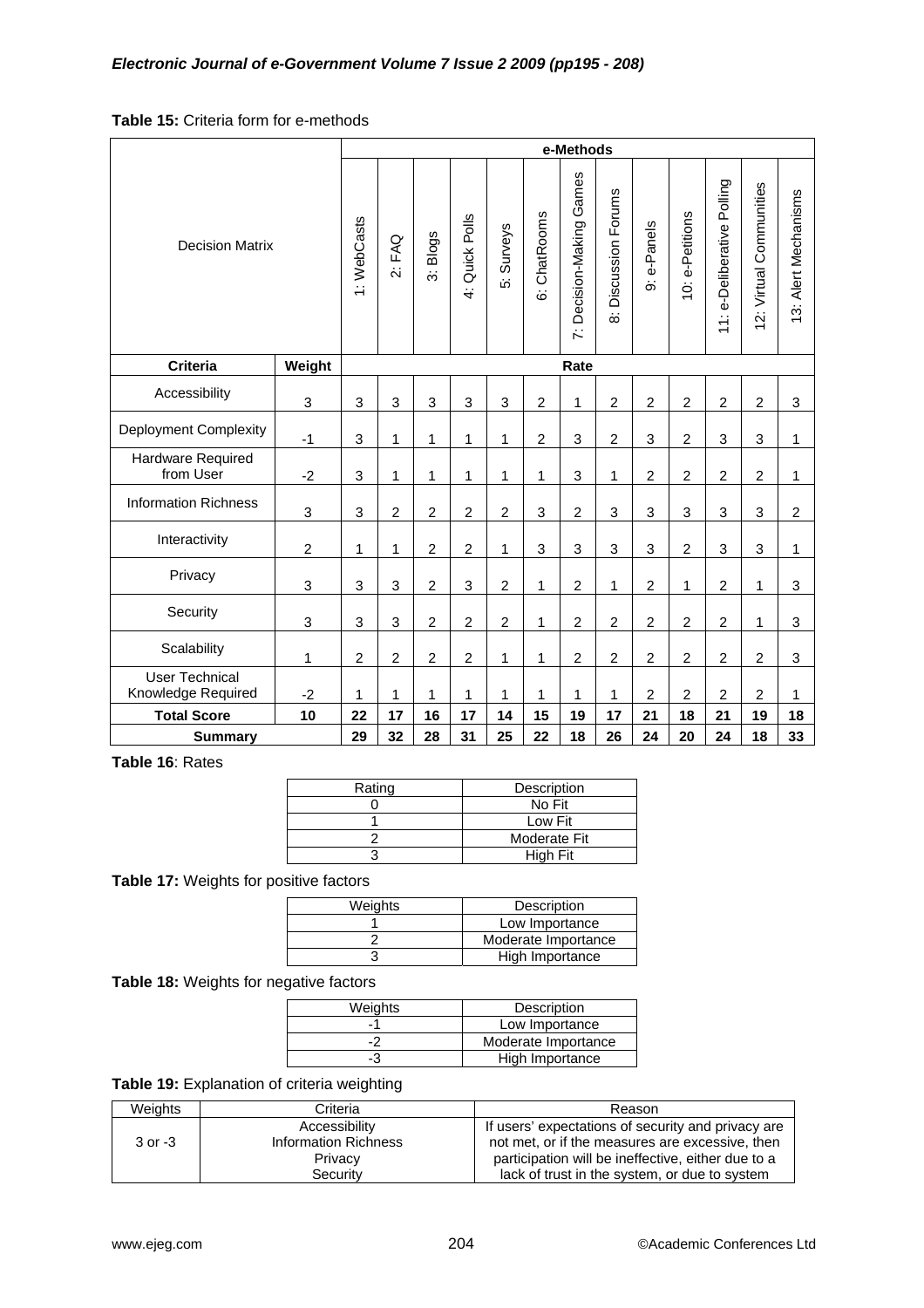**Table 15:** Criteria form for e-methods

| Decision Matrix | | e-Methods | | | | | | | | | | | | |
|---|---|---|---|---|---|---|---|---|---|---|---|---|---|---|
| | | 1: WebCasts | 2: FAQ | 3: Blogs | 4: Quick Polls | 5: Surveys | 6: ChatRooms | 7: Decision-Making Games | 8: Discussion Forums | 9: e-Panels | 10: e-Petitions | 11: e-Deliberative Polling | 12: Virtual Communities | 13: Alert Mechanisms |
| **Criteria** | **Weight** | **Rate** | | | | | | | | | | | | |
| Accessibility | 3 | 3 | 3 | 3 | 3 | 3 | 2 | 1 | 2 | 2 | 2 | 2 | 2 | 3 |
| Deployment Complexity | -1 | 3 | 1 | 1 | 1 | 1 | 2 | 3 | 2 | 3 | 2 | 3 | 3 | 1 |
| Hardware Required from User | -2 | 3 | 1 | 1 | 1 | 1 | 1 | 3 | 1 | 2 | 2 | 2 | 2 | 1 |
| Information Richness | 3 | 3 | 2 | 2 | 2 | 2 | 3 | 2 | 3 | 3 | 3 | 3 | 3 | 2 |
| Interactivity | 2 | 1 | 1 | 2 | 2 | 1 | 3 | 3 | 3 | 3 | 2 | 3 | 3 | 1 |
| Privacy | 3 | 3 | 3 | 2 | 3 | 2 | 1 | 2 | 1 | 2 | 1 | 2 | 1 | 3 |
| Security | 3 | 3 | 3 | 2 | 2 | 2 | 1 | 2 | 2 | 2 | 2 | 2 | 1 | 3 |
| Scalability | 1 | 2 | 2 | 2 | 2 | 1 | 1 | 2 | 2 | 2 | 2 | 2 | 2 | 3 |
| User Technical Knowledge Required | -2 | 1 | 1 | 1 | 1 | 1 | 1 | 1 | 1 | 2 | 2 | 2 | 2 | 1 |
| **Total Score** | **10** | **22** | **17** | **16** | **17** | **14** | **15** | **19** | **17** | **21** | **18** | **21** | **19** | **18** |
| **Summary** | | **29** | **32** | **28** | **31** | **25** | **22** | **18** | **26** | **24** | **20** | **24** | **18** | **33** |

**Table 16**: Rates

| Rating | Description |
|---|---|
| 0 | No Fit |
| 1 | Low Fit |
| 2 | Moderate Fit |
| 3 | High Fit |

**Table 17:** Weights for positive factors

| Weights | Description |
|---|---|
| 1 | Low Importance |
| 2 | Moderate Importance |
| 3 | High Importance |

**Table 18:** Weights for negative factors

| Weights | Description |
|---|---|
| -1 | Low Importance |
| -2 | Moderate Importance |
| -3 | High Importance |

**Table 19:** Explanation of criteria weighting

| Weights | Criteria | Reason |
|---|---|---|
| 3 or -3 | Accessibility<br>Information Richness<br>Privacy<br>Security | If users' expectations of security and privacy are not met, or if the measures are excessive, then participation will be ineffective, either due to a lack of trust in the system, or due to system |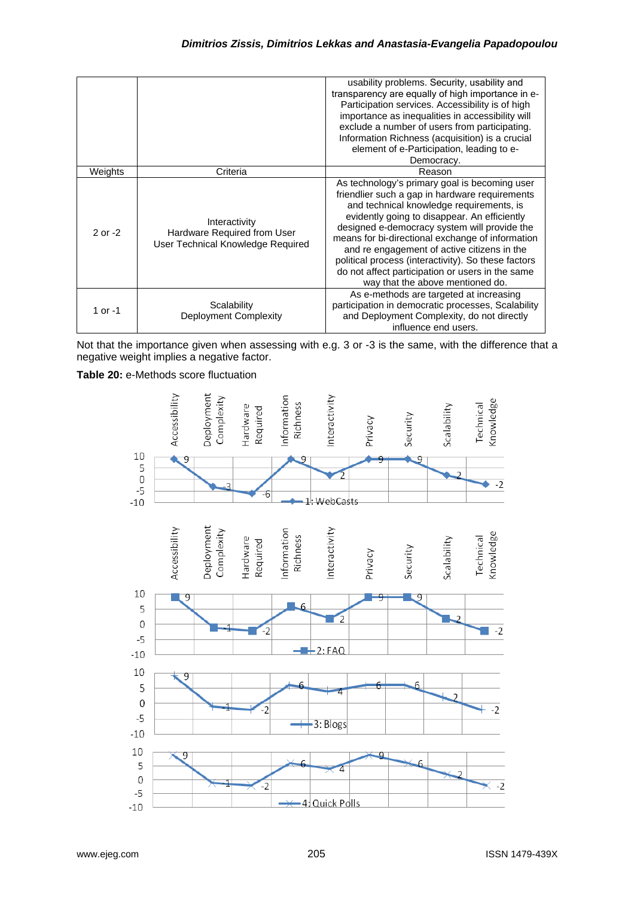| Weights | Criteria | Reason |
|---|---|---|
| | | usability problems. Security, usability and transparency are equally of high importance in e-Participation services. Accessibility is of high importance as inequalities in accessibility will exclude a number of users from participating. Information Richness (acquisition) is a crucial element of e-Participation, leading to e-Democracy. |
| Weights | Criteria | Reason |
| 2 or -2 | Interactivity<br>Hardware Required from User<br>User Technical Knowledge Required | As technology's primary goal is becoming user friendlier such a gap in hardware requirements and technical knowledge requirements, is evidently going to disappear. An efficiently designed e-democracy system will provide the means for bi-directional exchange of information and re engagement of active citizens in the political process (interactivity). So these factors do not affect participation or users in the same way that the above mentioned do. |
| 1 or -1 | Scalability<br>Deployment Complexity | As e-methods are targeted at increasing participation in democratic processes, Scalability and Deployment Complexity, do not directly influence end users. |

Not that the importance given when assessing with e.g. 3 or -3 is the same, with the difference that a negative weight implies a negative factor.

**Table 20:** e-Methods score fluctuation

| | Accessibility | Deployment Complexity | Hardware Required | Information Richness | Interactivity | Privacy | Security | Scalability | Technical Knowledge |
|---|---|---|---|---|---|---|---|---|---|
| 1: WebCasts | 9 | -3 | -6 | 9 | 2 | 9 | 9 | 2 | -2 |
| 2: FAQ | 9 | -1 | -2 | 6 | 2 | 9 | 9 | 2 | -2 |
| 3: Blogs | 9 | -1 | -2 | 6 | 4 | 6 | 6 | 2 | -2 |
| 4: Quick Polls | 9 | -1 | -2 | 6 | 4 | 9 | 6 | 2 | -2 |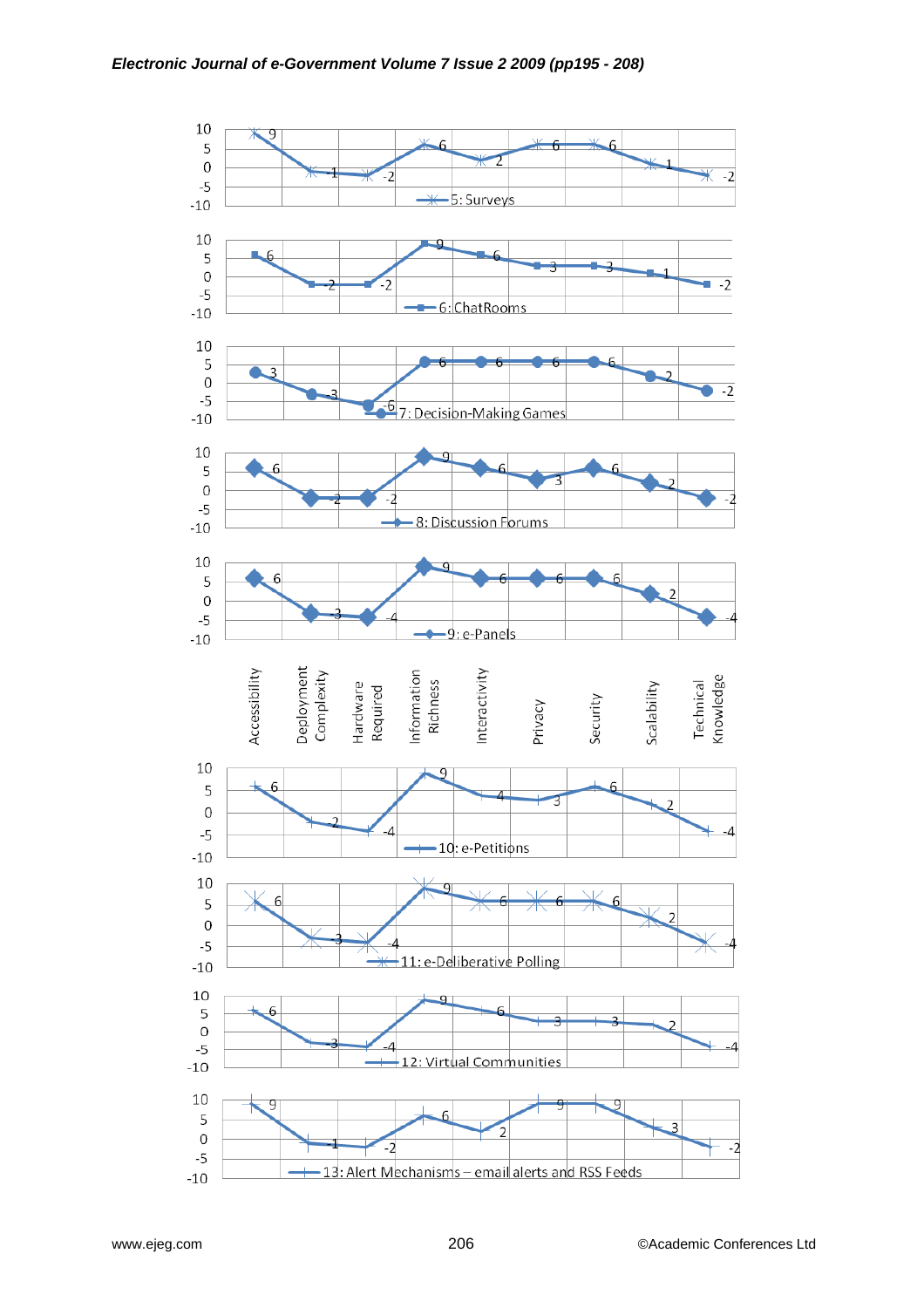| | Accessibility | Deployment Complexity | Hardware Required | Information Richness | Interactivity | Privacy | Security | Scalability | Technical Knowledge |
|---|---|---|---|---|---|---|---|---|---|
| 5: Surveys | 9 | -1 | -2 | 6 | 2 | 6 | 6 | 1 | -2 |
| 6: ChatRooms | 6 | -2 | -2 | 9 | 6 | 3 | 3 | 1 | -2 |
| 7: Decision-Making Games | 3 | -3 | -6 | 6 | 6 | 6 | 6 | 2 | -2 |
| 8: Discussion Forums | 6 | -2 | -2 | 9 | 6 | 3 | 6 | 2 | -2 |
| 9: e-Panels | 6 | -3 | -4 | 9 | 6 | 6 | 6 | 2 | -4 |
| 10: e-Petitions | 6 | -2 | -4 | 9 | 4 | 3 | 6 | 2 | -4 |
| 11: e-Deliberative Polling | 6 | -3 | -4 | 9 | 6 | 6 | 6 | 2 | -4 |
| 12: Virtual Communities | 6 | -3 | -4 | 9 | 6 | 3 | 3 | 2 | -4 |
| 13: Alert Mechanisms – email alerts and RSS Feeds | 9 | -1 | -2 | 6 | 2 | 9 | 9 | 3 | -2 |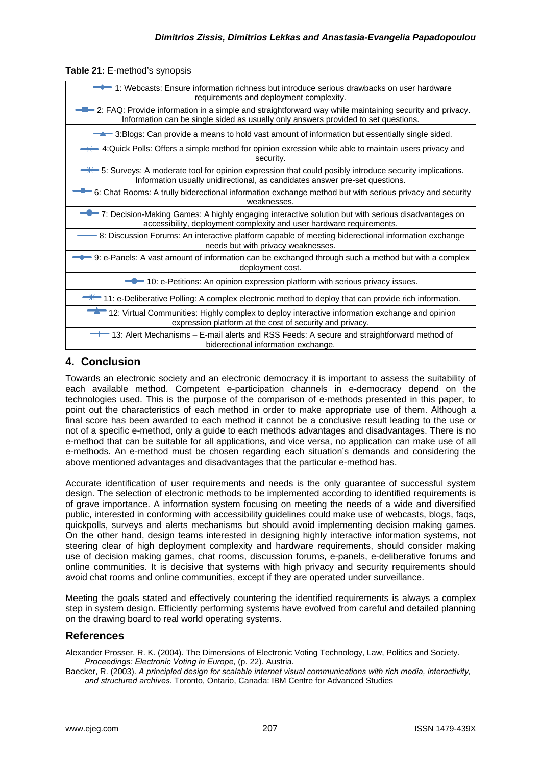**Table 21:** E-method's synopsis

| |
|---|
| 1: Webcasts: Ensure information richness but introduce serious drawbacks on user hardware requirements and deployment complexity. |
| 2: FAQ: Provide information in a simple and straightforward way while maintaining security and privacy. Information can be single sided as usually only answers provided to set questions. |
| 3:Blogs: Can provide a means to hold vast amount of information but essentially single sided. |
| 4:Quick Polls: Offers a simple method for opinion expression while able to maintain users privacy and security. |
| 5: Surveys: A moderate tool for opinion expression that could posibly introduce security implications. Information usually unidirectional, as candidates answer pre-set questions. |
| 6: Chat Rooms: A trully biderectional information exchange method but with serious privacy and security weaknesses. |
| 7: Decision-Making Games: A highly engaging interactive solution but with serious disadvantages on accessibility, deployment complexity and user hardware requirements. |
| 8: Discussion Forums: An interactive platform capable of meeting biderectional information exchange needs but with privacy weaknesses. |
| 9: e-Panels: A vast amount of information can be exchanged through such a method but with a complex deployment cost. |
| 10: e-Petitions: An opinion expression platform with serious privacy issues. |
| 11: e-Deliberative Polling: A complex electronic method to deploy that can provide rich information. |
| 12: Virtual Communities: Highly complex to deploy interactive information exchange and opinion expression platform at the cost of security and privacy. |
| 13: Alert Mechanisms – E-mail alerts and RSS Feeds: A secure and straightforward method of biderectional information exchange. |

## 4. Conclusion

Towards an electronic society and an electronic democracy it is important to assess the suitability of each available method. Competent e-participation channels in e-democracy depend on the technologies used. This is the purpose of the comparison of e-methods presented in this paper, to point out the characteristics of each method in order to make appropriate use of them. Although a final score has been awarded to each method it cannot be a conclusive result leading to the use or not of a specific e-method, only a guide to each methods advantages and disadvantages. There is no e-method that can be suitable for all applications, and vice versa, no application can make use of all e-methods. An e-method must be chosen regarding each situation's demands and considering the above mentioned advantages and disadvantages that the particular e-method has.

Accurate identification of user requirements and needs is the only guarantee of successful system design. The selection of electronic methods to be implemented according to identified requirements is of grave importance. A information system focusing on meeting the needs of a wide and diversified public, interested in conforming with accessibility guidelines could make use of webcasts, blogs, faqs, quickpolls, surveys and alerts mechanisms but should avoid implementing decision making games. On the other hand, design teams interested in designing highly interactive information systems, not steering clear of high deployment complexity and hardware requirements, should consider making use of decision making games, chat rooms, discussion forums, e-panels, e-deliberative forums and online communities. It is decisive that systems with high privacy and security requirements should avoid chat rooms and online communities, except if they are operated under surveillance.

Meeting the goals stated and effectively countering the identified requirements is always a complex step in system design. Efficiently performing systems have evolved from careful and detailed planning on the drawing board to real world operating systems.

## References

Alexander Prosser, R. K. (2004). The Dimensions of Electronic Voting Technology, Law, Politics and Society. *Proceedings: Electronic Voting in Europe*, (p. 22). Austria.

Baecker, R. (2003). *A principled design for scalable internet visual communications with rich media, interactivity, and structured archives.* Toronto, Ontario, Canada: IBM Centre for Advanced Studies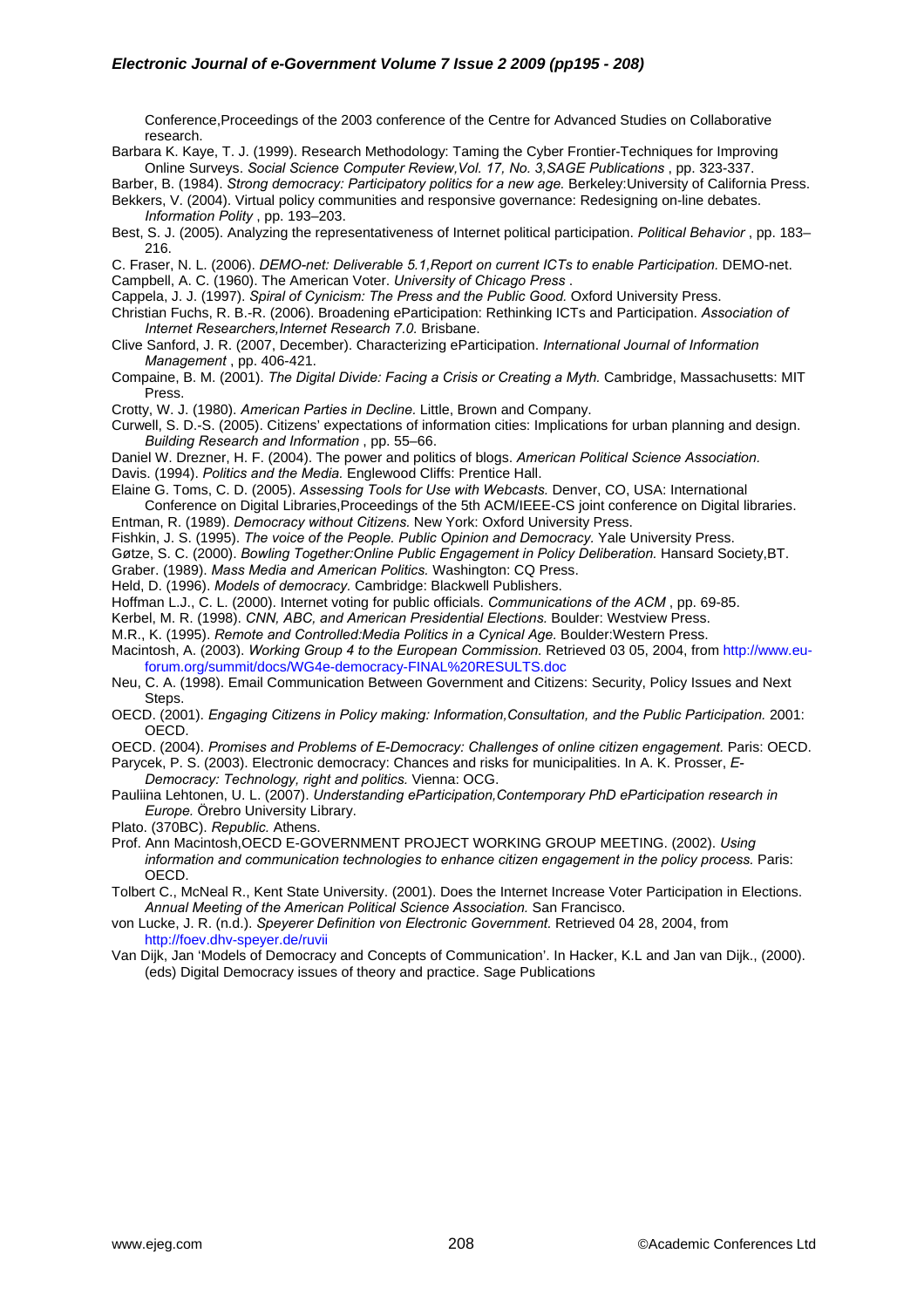Conference,Proceedings of the 2003 conference of the Centre for Advanced Studies on Collaborative research.

Barbara K. Kaye, T. J. (1999). Research Methodology: Taming the Cyber Frontier-Techniques for Improving Online Surveys. *Social Science Computer Review,Vol. 17, No. 3,SAGE Publications* , pp. 323-337.

Barber, B. (1984). *Strong democracy: Participatory politics for a new age.* Berkeley:University of California Press.

Bekkers, V. (2004). Virtual policy communities and responsive governance: Redesigning on-line debates. *Information Polity* , pp. 193–203.

Best, S. J. (2005). Analyzing the representativeness of Internet political participation. *Political Behavior* , pp. 183–216.

C. Fraser, N. L. (2006). *DEMO-net: Deliverable 5.1,Report on current ICTs to enable Participation.* DEMO-net.

Campbell, A. C. (1960). The American Voter. *University of Chicago Press* .

Cappela, J. J. (1997). *Spiral of Cynicism: The Press and the Public Good.* Oxford University Press.

Christian Fuchs, R. B.-R. (2006). Broadening eParticipation: Rethinking ICTs and Participation. *Association of Internet Researchers,Internet Research 7.0.* Brisbane.

Clive Sanford, J. R. (2007, December). Characterizing eParticipation. *International Journal of Information Management* , pp. 406-421.

Compaine, B. M. (2001). *The Digital Divide: Facing a Crisis or Creating a Myth.* Cambridge, Massachusetts: MIT Press.

Crotty, W. J. (1980). *American Parties in Decline.* Little, Brown and Company.

Curwell, S. D.-S. (2005). Citizens' expectations of information cities: Implications for urban planning and design. *Building Research and Information* , pp. 55–66.

Daniel W. Drezner, H. F. (2004). The power and politics of blogs. *American Political Science Association.*

Davis. (1994). *Politics and the Media.* Englewood Cliffs: Prentice Hall.

Elaine G. Toms, C. D. (2005). *Assessing Tools for Use with Webcasts.* Denver, CO, USA: International Conference on Digital Libraries,Proceedings of the 5th ACM/IEEE-CS joint conference on Digital libraries.

Entman, R. (1989). *Democracy without Citizens.* New York: Oxford University Press.

Fishkin, J. S. (1995). *The voice of the People. Public Opinion and Democracy.* Yale University Press.

Gøtze, S. C. (2000). *Bowling Together:Online Public Engagement in Policy Deliberation.* Hansard Society,BT.

Graber. (1989). *Mass Media and American Politics.* Washington: CQ Press.

Held, D. (1996). *Models of democracy.* Cambridge: Blackwell Publishers.

Hoffman L.J., C. L. (2000). Internet voting for public officials. *Communications of the ACM* , pp. 69-85.

Kerbel, M. R. (1998). *CNN, ABC, and American Presidential Elections.* Boulder: Westview Press.

M.R., K. (1995). *Remote and Controlled:Media Politics in a Cynical Age.* Boulder:Western Press.

Macintosh, A. (2003). *Working Group 4 to the European Commission.* Retrieved 03 05, 2004, from http://www.eu-forum.org/summit/docs/WG4e-democracy-FINAL%20RESULTS.doc

Neu, C. A. (1998). Email Communication Between Government and Citizens: Security, Policy Issues and Next Steps.

OECD. (2001). *Engaging Citizens in Policy making: Information,Consultation, and the Public Participation.* 2001: OECD.

OECD. (2004). *Promises and Problems of E-Democracy: Challenges of online citizen engagement.* Paris: OECD.

Parycek, P. S. (2003). Electronic democracy: Chances and risks for municipalities. In A. K. Prosser, *E-Democracy: Technology, right and politics.* Vienna: OCG.

Pauliina Lehtonen, U. L. (2007). *Understanding eParticipation,Contemporary PhD eParticipation research in Europe.* Örebro University Library.

Plato. (370BC). *Republic.* Athens.

Prof. Ann Macintosh,OECD E-GOVERNMENT PROJECT WORKING GROUP MEETING. (2002). *Using information and communication technologies to enhance citizen engagement in the policy process.* Paris: OECD.

Tolbert C., McNeal R., Kent State University. (2001). Does the Internet Increase Voter Participation in Elections. *Annual Meeting of the American Political Science Association.* San Francisco.

von Lucke, J. R. (n.d.). *Speyerer Definition von Electronic Government.* Retrieved 04 28, 2004, from http://foev.dhv-speyer.de/ruvii

Van Dijk, Jan 'Models of Democracy and Concepts of Communication'. In Hacker, K.L and Jan van Dijk., (2000). (eds) Digital Democracy issues of theory and practice. Sage Publications